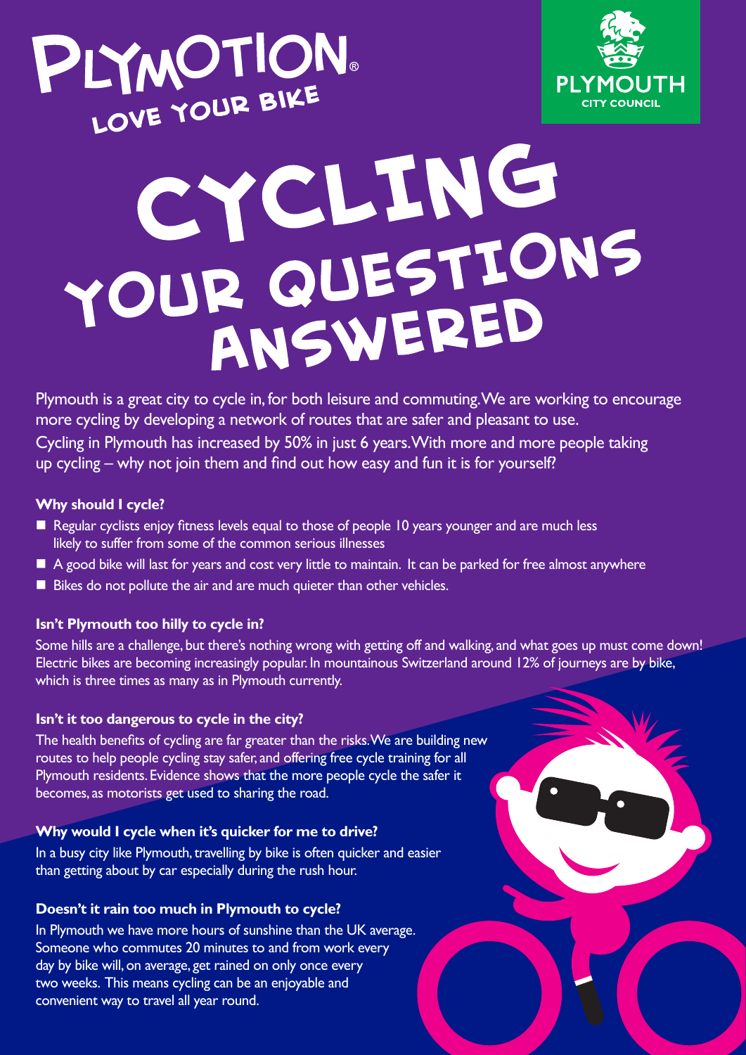PLYMOTION®
LOVE YOUR BIKE

PLYMOUTH CITY COUNCIL

# CYCLING YOUR QUESTIONS ANSWERED

Plymouth is a great city to cycle in, for both leisure and commuting. We are working to encourage more cycling by developing a network of routes that are safer and pleasant to use.
Cycling in Plymouth has increased by 50% in just 6 years. With more and more people taking up cycling – why not join them and find out how easy and fun it is for yourself?

**Why should I cycle?**

- Regular cyclists enjoy fitness levels equal to those of people 10 years younger and are much less likely to suffer from some of the common serious illnesses
- A good bike will last for years and cost very little to maintain. It can be parked for free almost anywhere
- Bikes do not pollute the air and are much quieter than other vehicles.

**Isn't Plymouth too hilly to cycle in?**

Some hills are a challenge, but there's nothing wrong with getting off and walking, and what goes up must come down! Electric bikes are becoming increasingly popular. In mountainous Switzerland around 12% of journeys are by bike, which is three times as many as in Plymouth currently.

**Isn't it too dangerous to cycle in the city?**

The health benefits of cycling are far greater than the risks. We are building new routes to help people cycling stay safer, and offering free cycle training for all Plymouth residents. Evidence shows that the more people cycle the safer it becomes, as motorists get used to sharing the road.

**Why would I cycle when it's quicker for me to drive?**

In a busy city like Plymouth, travelling by bike is often quicker and easier than getting about by car especially during the rush hour.

**Doesn't it rain too much in Plymouth to cycle?**

In Plymouth we have more hours of sunshine than the UK average. Someone who commutes 20 minutes to and from work every day by bike will, on average, get rained on only once every two weeks. This means cycling can be an enjoyable and convenient way to travel all year round.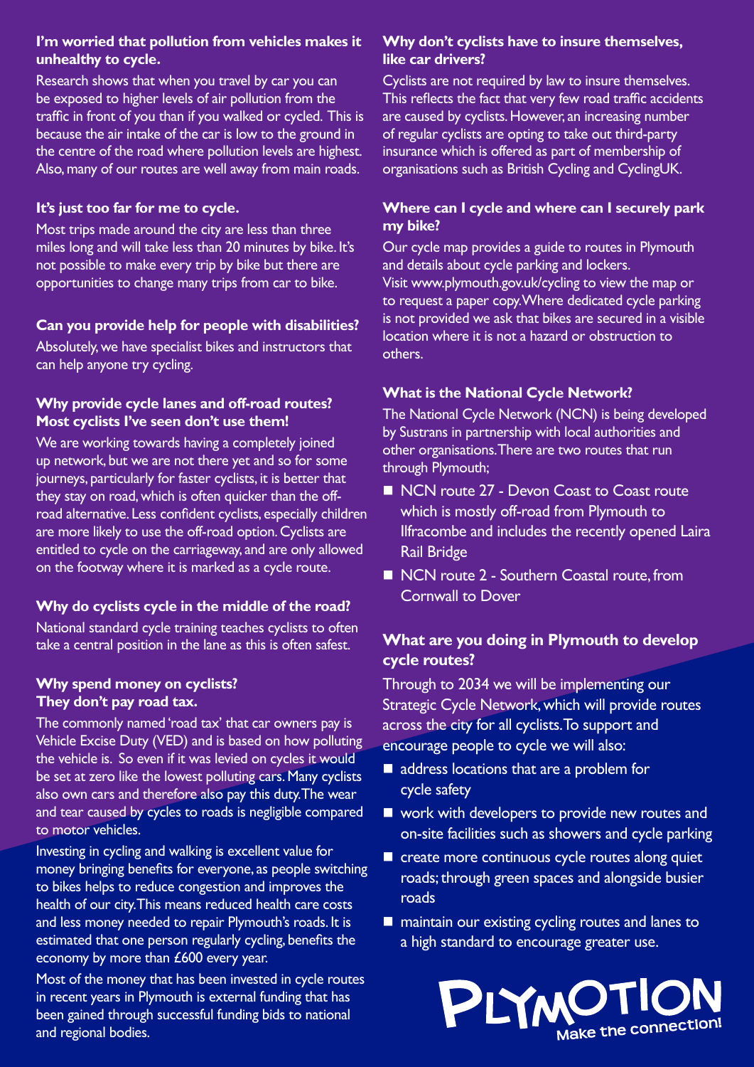### I'm worried that pollution from vehicles makes it unhealthy to cycle.

Research shows that when you travel by car you can be exposed to higher levels of air pollution from the traffic in front of you than if you walked or cycled. This is because the air intake of the car is low to the ground in the centre of the road where pollution levels are highest. Also, many of our routes are well away from main roads.

### It's just too far for me to cycle.

Most trips made around the city are less than three miles long and will take less than 20 minutes by bike. It's not possible to make every trip by bike but there are opportunities to change many trips from car to bike.

### Can you provide help for people with disabilities?

Absolutely, we have specialist bikes and instructors that can help anyone try cycling.

### Why provide cycle lanes and off-road routes? Most cyclists I've seen don't use them!

We are working towards having a completely joined up network, but we are not there yet and so for some journeys, particularly for faster cyclists, it is better that they stay on road, which is often quicker than the off-road alternative. Less confident cyclists, especially children are more likely to use the off-road option. Cyclists are entitled to cycle on the carriageway, and are only allowed on the footway where it is marked as a cycle route.

### Why do cyclists cycle in the middle of the road?

National standard cycle training teaches cyclists to often take a central position in the lane as this is often safest.

### Why spend money on cyclists? They don't pay road tax.

The commonly named 'road tax' that car owners pay is Vehicle Excise Duty (VED) and is based on how polluting the vehicle is. So even if it was levied on cycles it would be set at zero like the lowest polluting cars. Many cyclists also own cars and therefore also pay this duty. The wear and tear caused by cycles to roads is negligible compared to motor vehicles.

Investing in cycling and walking is excellent value for money bringing benefits for everyone, as people switching to bikes helps to reduce congestion and improves the health of our city. This means reduced health care costs and less money needed to repair Plymouth's roads. It is estimated that one person regularly cycling, benefits the economy by more than £600 every year.

Most of the money that has been invested in cycle routes in recent years in Plymouth is external funding that has been gained through successful funding bids to national and regional bodies.

### Why don't cyclists have to insure themselves, like car drivers?

Cyclists are not required by law to insure themselves. This reflects the fact that very few road traffic accidents are caused by cyclists. However, an increasing number of regular cyclists are opting to take out third-party insurance which is offered as part of membership of organisations such as British Cycling and CyclingUK.

### Where can I cycle and where can I securely park my bike?

Our cycle map provides a guide to routes in Plymouth and details about cycle parking and lockers. Visit www.plymouth.gov.uk/cycling to view the map or to request a paper copy. Where dedicated cycle parking is not provided we ask that bikes are secured in a visible location where it is not a hazard or obstruction to others.

### What is the National Cycle Network?

The National Cycle Network (NCN) is being developed by Sustrans in partnership with local authorities and other organisations. There are two routes that run through Plymouth;

- NCN route 27 - Devon Coast to Coast route which is mostly off-road from Plymouth to Ilfracombe and includes the recently opened Laira Rail Bridge
- NCN route 2 - Southern Coastal route, from Cornwall to Dover

### What are you doing in Plymouth to develop cycle routes?

Through to 2034 we will be implementing our Strategic Cycle Network, which will provide routes across the city for all cyclists. To support and encourage people to cycle we will also:

- address locations that are a problem for cycle safety
- work with developers to provide new routes and on-site facilities such as showers and cycle parking
- create more continuous cycle routes along quiet roads; through green spaces and alongside busier roads
- maintain our existing cycling routes and lanes to a high standard to encourage greater use.

PLYMOTION
Make the connection!